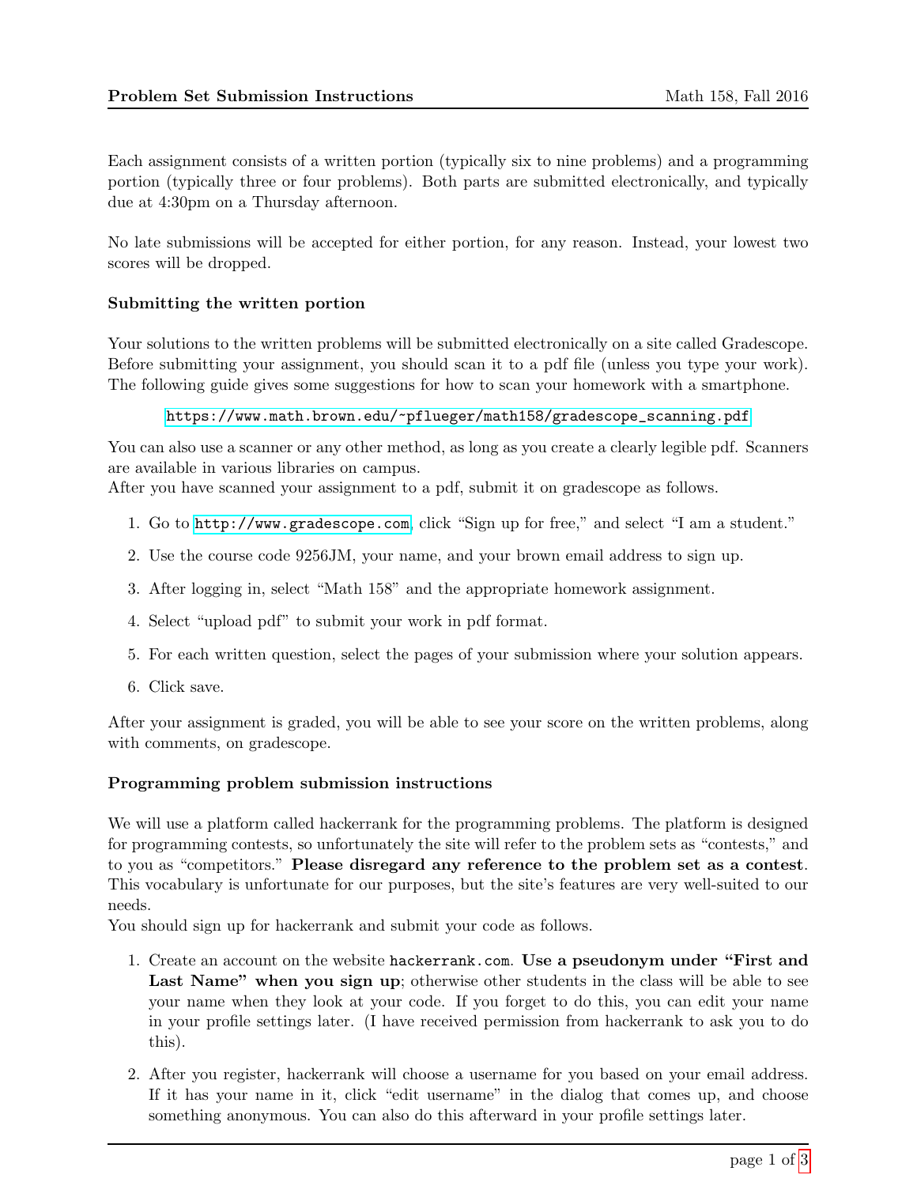**Problem Set Submission Instructions** Math 158, Fall 2016

Each assignment consists of a written portion (typically six to nine problems) and a programming portion (typically three or four problems). Both parts are submitted electronically, and typically due at 4:30pm on a Thursday afternoon.

No late submissions will be accepted for either portion, for any reason. Instead, your lowest two scores will be dropped.

### Submitting the written portion

Your solutions to the written problems will be submitted electronically on a site called Gradescope. Before submitting your assignment, you should scan it to a pdf file (unless you type your work). The following guide gives some suggestions for how to scan your homework with a smartphone.

`https://www.math.brown.edu/~pflueger/math158/gradescope_scanning.pdf`

You can also use a scanner or any other method, as long as you create a clearly legible pdf. Scanners are available in various libraries on campus.
After you have scanned your assignment to a pdf, submit it on gradescope as follows.

1. Go to `http://www.gradescope.com`, click "Sign up for free," and select "I am a student."
2. Use the course code 9256JM, your name, and your brown email address to sign up.
3. After logging in, select "Math 158" and the appropriate homework assignment.
4. Select "upload pdf" to submit your work in pdf format.
5. For each written question, select the pages of your submission where your solution appears.
6. Click save.

After your assignment is graded, you will be able to see your score on the written problems, along with comments, on gradescope.

### Programming problem submission instructions

We will use a platform called hackerrank for the programming problems. The platform is designed for programming contests, so unfortunately the site will refer to the problem sets as "contests," and to you as "competitors." **Please disregard any reference to the problem set as a contest**. This vocabulary is unfortunate for our purposes, but the site's features are very well-suited to our needs.
You should sign up for hackerrank and submit your code as follows.

1. Create an account on the website `hackerrank.com`. **Use a pseudonym under "First and Last Name" when you sign up**; otherwise other students in the class will be able to see your name when they look at your code. If you forget to do this, you can edit your name in your profile settings later. (I have received permission from hackerrank to ask you to do this).
2. After you register, hackerrank will choose a username for you based on your email address. If it has your name in it, click "edit username" in the dialog that comes up, and choose something anonymous. You can also do this afterward in your profile settings later.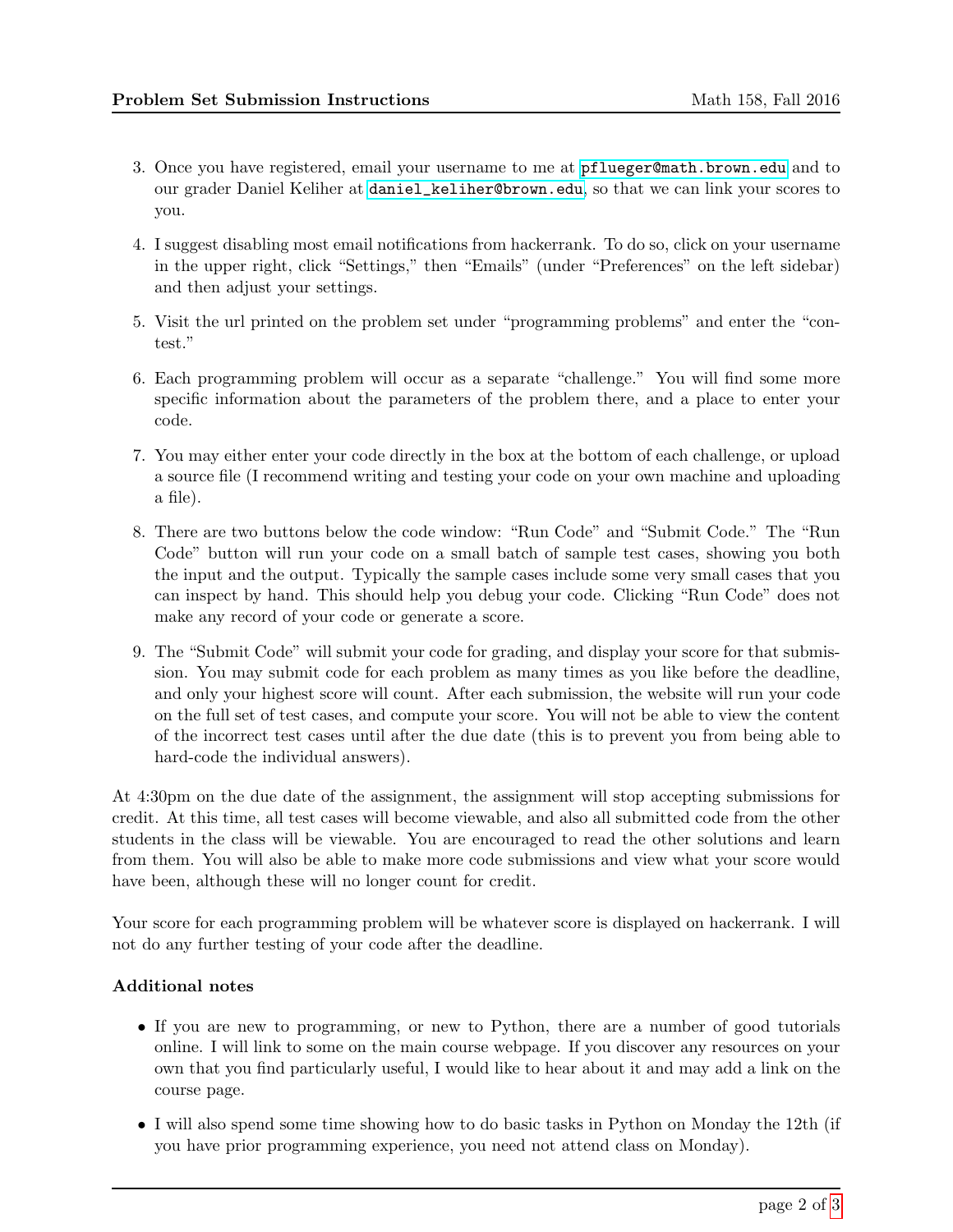3. Once you have registered, email your username to me at pflueger@math.brown.edu and to our grader Daniel Keliher at daniel_keliher@brown.edu, so that we can link your scores to you.

4. I suggest disabling most email notifications from hackerrank. To do so, click on your username in the upper right, click "Settings," then "Emails" (under "Preferences" on the left sidebar) and then adjust your settings.

5. Visit the url printed on the problem set under "programming problems" and enter the "contest."

6. Each programming problem will occur as a separate "challenge." You will find some more specific information about the parameters of the problem there, and a place to enter your code.

7. You may either enter your code directly in the box at the bottom of each challenge, or upload a source file (I recommend writing and testing your code on your own machine and uploading a file).

8. There are two buttons below the code window: "Run Code" and "Submit Code." The "Run Code" button will run your code on a small batch of sample test cases, showing you both the input and the output. Typically the sample cases include some very small cases that you can inspect by hand. This should help you debug your code. Clicking "Run Code" does not make any record of your code or generate a score.

9. The "Submit Code" will submit your code for grading, and display your score for that submission. You may submit code for each problem as many times as you like before the deadline, and only your highest score will count. After each submission, the website will run your code on the full set of test cases, and compute your score. You will not be able to view the content of the incorrect test cases until after the due date (this is to prevent you from being able to hard-code the individual answers).

At 4:30pm on the due date of the assignment, the assignment will stop accepting submissions for credit. At this time, all test cases will become viewable, and also all submitted code from the other students in the class will be viewable. You are encouraged to read the other solutions and learn from them. You will also be able to make more code submissions and view what your score would have been, although these will no longer count for credit.

Your score for each programming problem will be whatever score is displayed on hackerrank. I will not do any further testing of your code after the deadline.

### Additional notes

- If you are new to programming, or new to Python, there are a number of good tutorials online. I will link to some on the main course webpage. If you discover any resources on your own that you find particularly useful, I would like to hear about it and may add a link on the course page.
- I will also spend some time showing how to do basic tasks in Python on Monday the 12th (if you have prior programming experience, you need not attend class on Monday).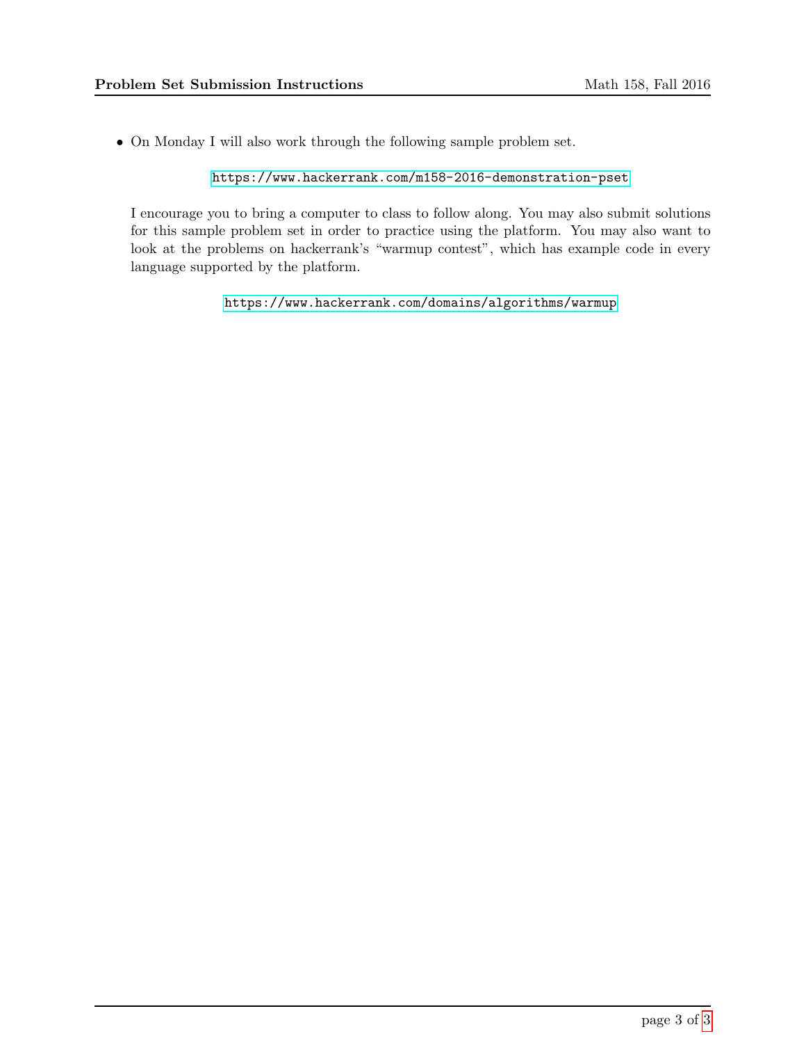- On Monday I will also work through the following sample problem set.

  https://www.hackerrank.com/m158-2016-demonstration-pset

  I encourage you to bring a computer to class to follow along. You may also submit solutions for this sample problem set in order to practice using the platform. You may also want to look at the problems on hackerrank's "warmup contest", which has example code in every language supported by the platform.

  https://www.hackerrank.com/domains/algorithms/warmup